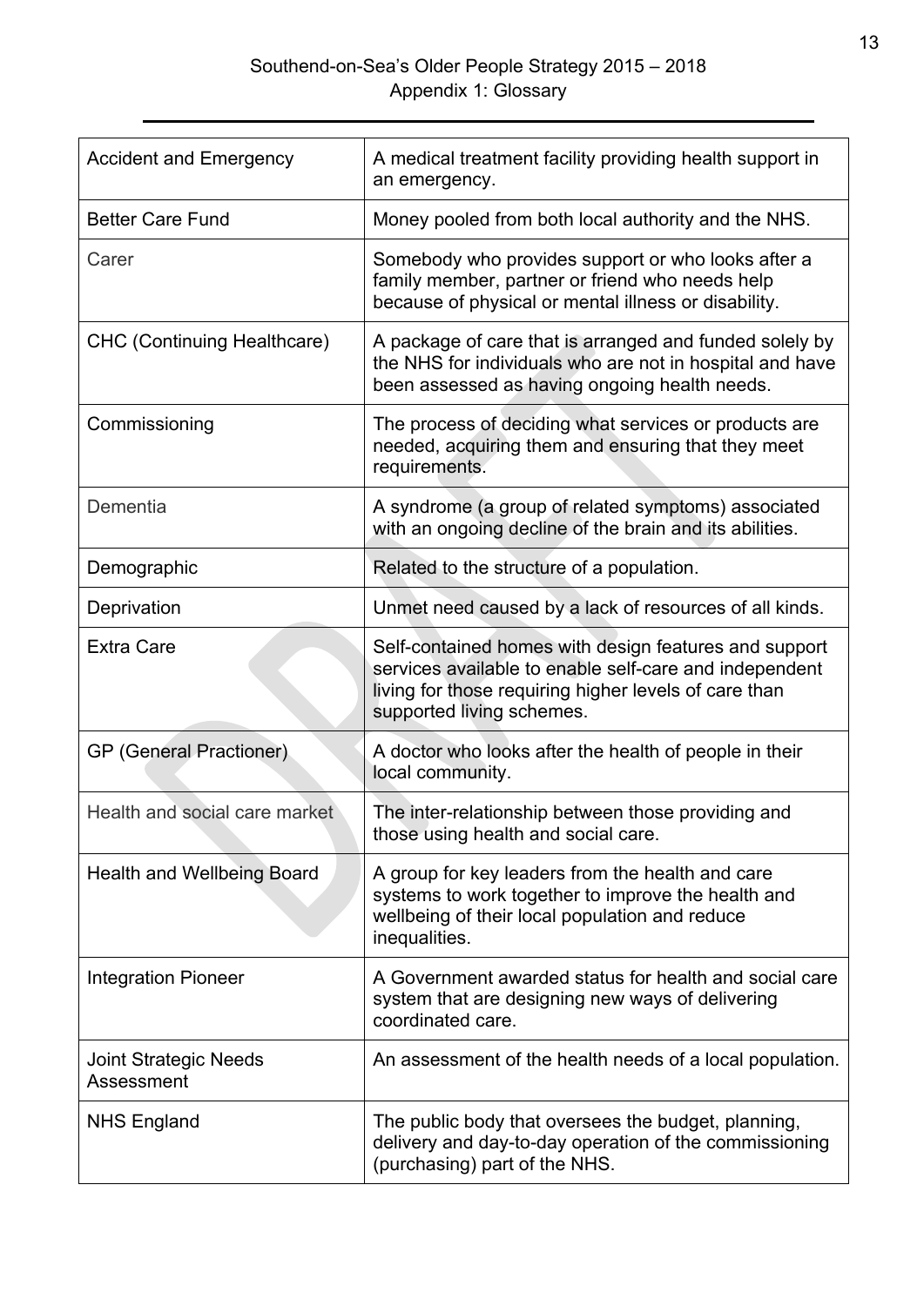Southend-on-Sea's Older People Strategy 2015 – 2018

Appendix 1: Glossary

| Term | Definition |
|---|---|
| Accident and Emergency | A medical treatment facility providing health support in an emergency. |
| Better Care Fund | Money pooled from both local authority and the NHS. |
| Carer | Somebody who provides support or who looks after a family member, partner or friend who needs help because of physical or mental illness or disability. |
| CHC (Continuing Healthcare) | A package of care that is arranged and funded solely by the NHS for individuals who are not in hospital and have been assessed as having ongoing health needs. |
| Commissioning | The process of deciding what services or products are needed, acquiring them and ensuring that they meet requirements. |
| Dementia | A syndrome (a group of related symptoms) associated with an ongoing decline of the brain and its abilities. |
| Demographic | Related to the structure of a population. |
| Deprivation | Unmet need caused by a lack of resources of all kinds. |
| Extra Care | Self-contained homes with design features and support services available to enable self-care and independent living for those requiring higher levels of care than supported living schemes. |
| GP (General Practioner) | A doctor who looks after the health of people in their local community. |
| Health and social care market | The inter-relationship between those providing and those using health and social care. |
| Health and Wellbeing Board | A group for key leaders from the health and care systems to work together to improve the health and wellbeing of their local population and reduce inequalities. |
| Integration Pioneer | A Government awarded status for health and social care system that are designing new ways of delivering coordinated care. |
| Joint Strategic Needs Assessment | An assessment of the health needs of a local population. |
| NHS England | The public body that oversees the budget, planning, delivery and day-to-day operation of the commissioning (purchasing) part of the NHS. |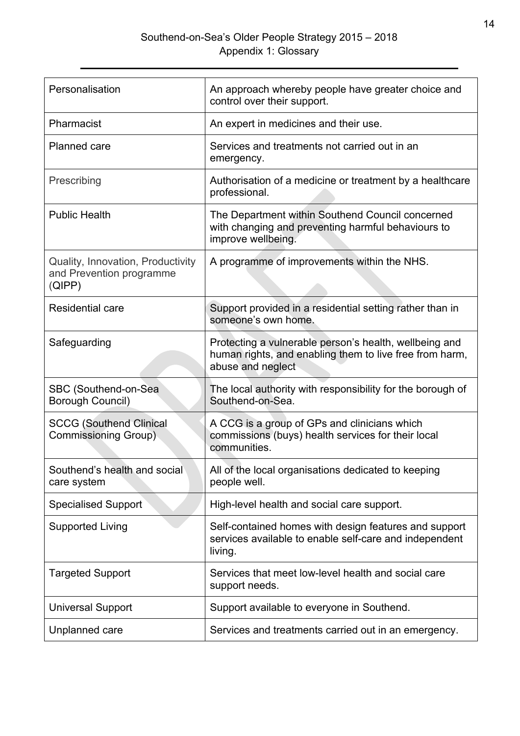Southend-on-Sea's Older People Strategy 2015 – 2018
Appendix 1: Glossary

| | |
|---|---|
| Personalisation | An approach whereby people have greater choice and control over their support. |
| Pharmacist | An expert in medicines and their use. |
| Planned care | Services and treatments not carried out in an emergency. |
| Prescribing | Authorisation of a medicine or treatment by a healthcare professional. |
| Public Health | The Department within Southend Council concerned with changing and preventing harmful behaviours to improve wellbeing. |
| Quality, Innovation, Productivity and Prevention programme (QIPP) | A programme of improvements within the NHS. |
| Residential care | Support provided in a residential setting rather than in someone's own home. |
| Safeguarding | Protecting a vulnerable person's health, wellbeing and human rights, and enabling them to live free from harm, abuse and neglect |
| SBC (Southend-on-Sea Borough Council) | The local authority with responsibility for the borough of Southend-on-Sea. |
| SCCG (Southend Clinical Commissioning Group) | A CCG is a group of GPs and clinicians which commissions (buys) health services for their local communities. |
| Southend's health and social care system | All of the local organisations dedicated to keeping people well. |
| Specialised Support | High-level health and social care support. |
| Supported Living | Self-contained homes with design features and support services available to enable self-care and independent living. |
| Targeted Support | Services that meet low-level health and social care support needs. |
| Universal Support | Support available to everyone in Southend. |
| Unplanned care | Services and treatments carried out in an emergency. |